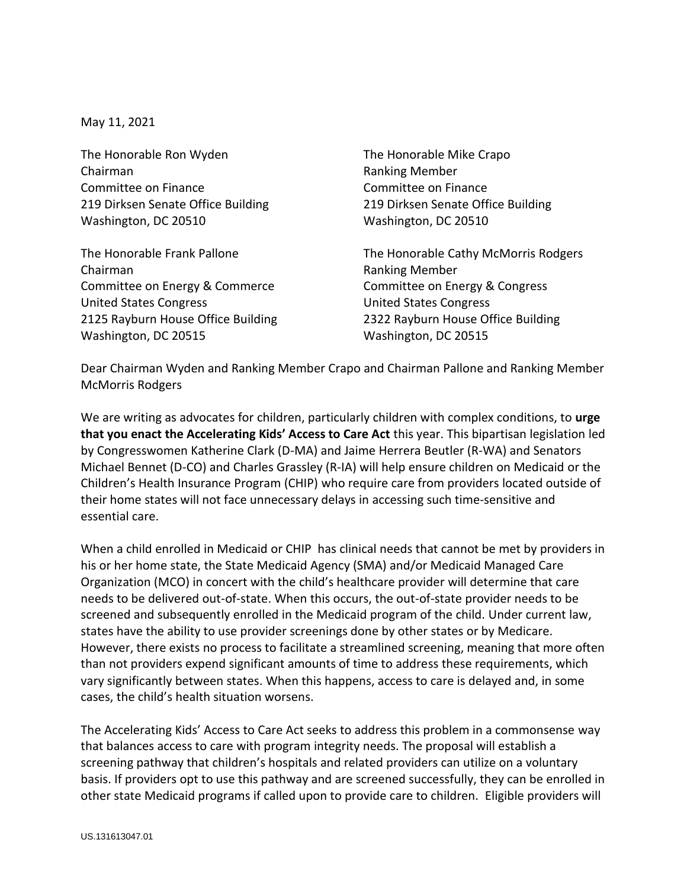May 11, 2021

The Honorable Ron Wyden
Chairman
Committee on Finance
219 Dirksen Senate Office Building
Washington, DC 20510

The Honorable Mike Crapo
Ranking Member
Committee on Finance
219 Dirksen Senate Office Building
Washington, DC 20510

The Honorable Frank Pallone
Chairman
Committee on Energy & Commerce
United States Congress
2125 Rayburn House Office Building
Washington, DC 20515

The Honorable Cathy McMorris Rodgers
Ranking Member
Committee on Energy & Congress
United States Congress
2322 Rayburn House Office Building
Washington, DC 20515

Dear Chairman Wyden and Ranking Member Crapo and Chairman Pallone and Ranking Member McMorris Rodgers

We are writing as advocates for children, particularly children with complex conditions, to **urge that you enact the Accelerating Kids' Access to Care Act** this year. This bipartisan legislation led by Congresswomen Katherine Clark (D-MA) and Jaime Herrera Beutler (R-WA) and Senators Michael Bennet (D-CO) and Charles Grassley (R-IA) will help ensure children on Medicaid or the Children's Health Insurance Program (CHIP) who require care from providers located outside of their home states will not face unnecessary delays in accessing such time-sensitive and essential care.

When a child enrolled in Medicaid or CHIP has clinical needs that cannot be met by providers in his or her home state, the State Medicaid Agency (SMA) and/or Medicaid Managed Care Organization (MCO) in concert with the child's healthcare provider will determine that care needs to be delivered out-of-state. When this occurs, the out-of-state provider needs to be screened and subsequently enrolled in the Medicaid program of the child. Under current law, states have the ability to use provider screenings done by other states or by Medicare. However, there exists no process to facilitate a streamlined screening, meaning that more often than not providers expend significant amounts of time to address these requirements, which vary significantly between states. When this happens, access to care is delayed and, in some cases, the child's health situation worsens.

The Accelerating Kids' Access to Care Act seeks to address this problem in a commonsense way that balances access to care with program integrity needs. The proposal will establish a screening pathway that children's hospitals and related providers can utilize on a voluntary basis. If providers opt to use this pathway and are screened successfully, they can be enrolled in other state Medicaid programs if called upon to provide care to children. Eligible providers will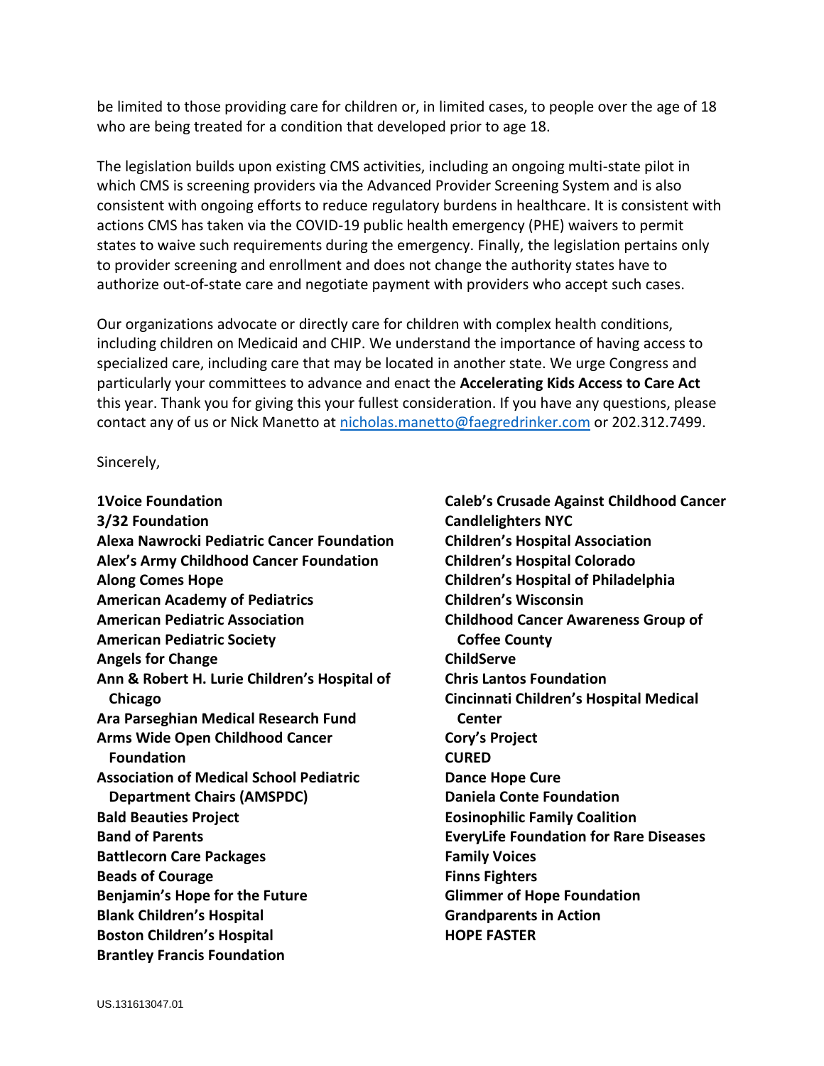be limited to those providing care for children or, in limited cases, to people over the age of 18 who are being treated for a condition that developed prior to age 18.

The legislation builds upon existing CMS activities, including an ongoing multi-state pilot in which CMS is screening providers via the Advanced Provider Screening System and is also consistent with ongoing efforts to reduce regulatory burdens in healthcare. It is consistent with actions CMS has taken via the COVID-19 public health emergency (PHE) waivers to permit states to waive such requirements during the emergency. Finally, the legislation pertains only to provider screening and enrollment and does not change the authority states have to authorize out-of-state care and negotiate payment with providers who accept such cases.

Our organizations advocate or directly care for children with complex health conditions, including children on Medicaid and CHIP. We understand the importance of having access to specialized care, including care that may be located in another state. We urge Congress and particularly your committees to advance and enact the **Accelerating Kids Access to Care Act** this year. Thank you for giving this your fullest consideration. If you have any questions, please contact any of us or Nick Manetto at nicholas.manetto@faegredrinker.com or 202.312.7499.

Sincerely,

**1Voice Foundation**
**3/32 Foundation**
**Alexa Nawrocki Pediatric Cancer Foundation**
**Alex's Army Childhood Cancer Foundation**
**Along Comes Hope**
**American Academy of Pediatrics**
**American Pediatric Association**
**American Pediatric Society**
**Angels for Change**
**Ann & Robert H. Lurie Children's Hospital of Chicago**
**Ara Parseghian Medical Research Fund**
**Arms Wide Open Childhood Cancer Foundation**
**Association of Medical School Pediatric Department Chairs (AMSPDC)**
**Bald Beauties Project**
**Band of Parents**
**Battlecorn Care Packages**
**Beads of Courage**
**Benjamin's Hope for the Future**
**Blank Children's Hospital**
**Boston Children's Hospital**
**Brantley Francis Foundation**
**Caleb's Crusade Against Childhood Cancer**
**Candlelighters NYC**
**Children's Hospital Association**
**Children's Hospital Colorado**
**Children's Hospital of Philadelphia**
**Children's Wisconsin**
**Childhood Cancer Awareness Group of Coffee County**
**ChildServe**
**Chris Lantos Foundation**
**Cincinnati Children's Hospital Medical Center**
**Cory's Project**
**CURED**
**Dance Hope Cure**
**Daniela Conte Foundation**
**Eosinophilic Family Coalition**
**EveryLife Foundation for Rare Diseases**
**Family Voices**
**Finns Fighters**
**Glimmer of Hope Foundation**
**Grandparents in Action**
**HOPE FASTER**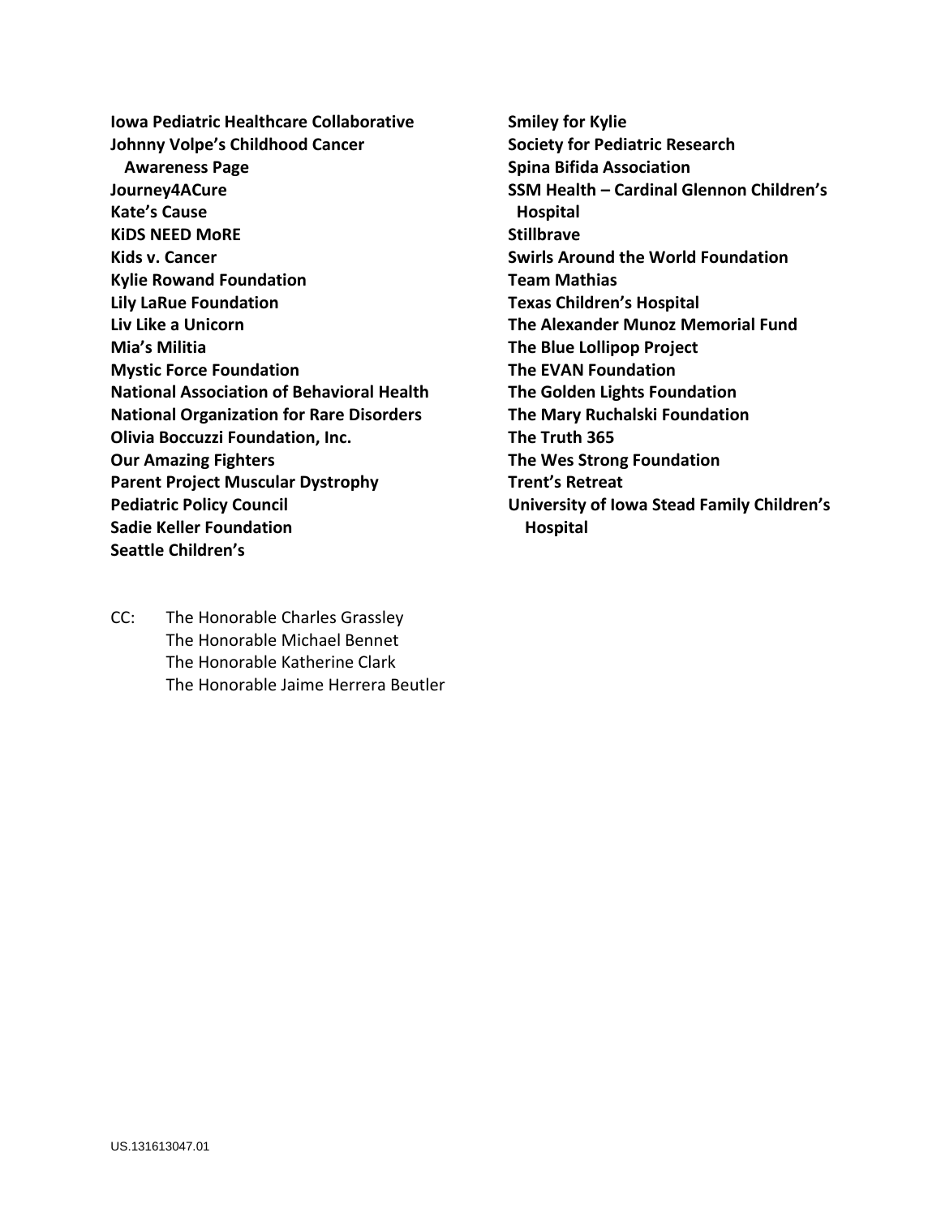**Iowa Pediatric Healthcare Collaborative**
**Johnny Volpe's Childhood Cancer Awareness Page**
**Journey4ACure**
**Kate's Cause**
**KiDS NEED MoRE**
**Kids v. Cancer**
**Kylie Rowand Foundation**
**Lily LaRue Foundation**
**Liv Like a Unicorn**
**Mia's Militia**
**Mystic Force Foundation**
**National Association of Behavioral Health**
**National Organization for Rare Disorders**
**Olivia Boccuzzi Foundation, Inc.**
**Our Amazing Fighters**
**Parent Project Muscular Dystrophy**
**Pediatric Policy Council**
**Sadie Keller Foundation**
**Seattle Children's**
**Smiley for Kylie**
**Society for Pediatric Research**
**Spina Bifida Association**
**SSM Health – Cardinal Glennon Children's Hospital**
**Stillbrave**
**Swirls Around the World Foundation**
**Team Mathias**
**Texas Children's Hospital**
**The Alexander Munoz Memorial Fund**
**The Blue Lollipop Project**
**The EVAN Foundation**
**The Golden Lights Foundation**
**The Mary Ruchalski Foundation**
**The Truth 365**
**The Wes Strong Foundation**
**Trent's Retreat**
**University of Iowa Stead Family Children's Hospital**

CC: The Honorable Charles Grassley
The Honorable Michael Bennet
The Honorable Katherine Clark
The Honorable Jaime Herrera Beutler

US.131613047.01